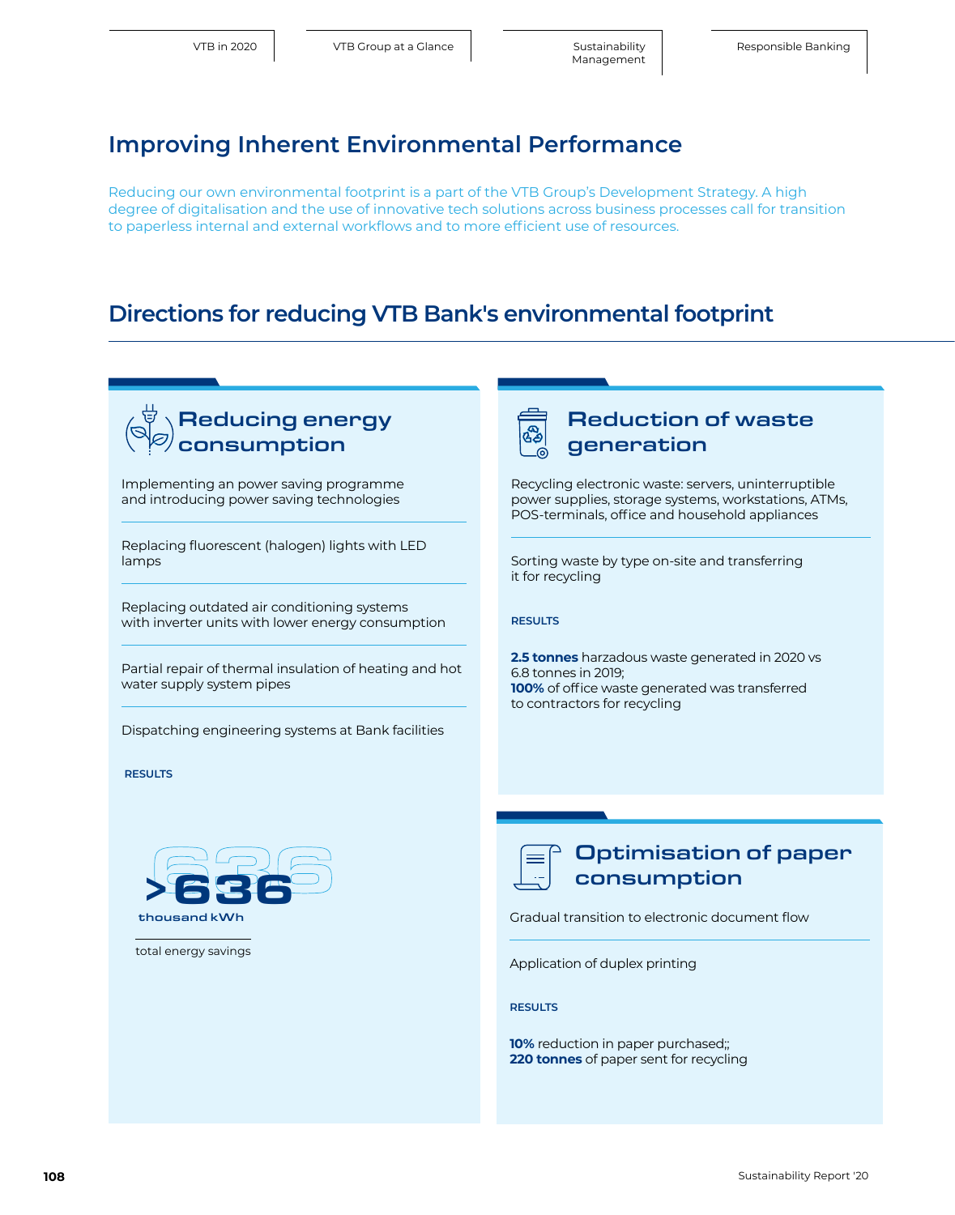# Improving Inherent Environmental Performance

Reducing our own environmental footprint is a part of the VTB Group's Development Strategy. A high degree of digitalisation and the use of innovative tech solutions across business processes call for transition to paperless internal and external workflows and to more efficient use of resources.

## Directions for reducing VTB Bank's environmental footprint

### Reducing energy consumption

Implementing an power saving programme and introducing power saving technologies

Replacing fluorescent (halogen) lights with LED lamps

Replacing outdated air conditioning systems with inverter units with lower energy consumption

Partial repair of thermal insulation of heating and hot water supply system pipes

Dispatching engineering systems at Bank facilities

**RESULTS**

**>636** thousand kWh

total energy savings

### Reduction of waste generation

Recycling electronic waste: servers, uninterruptible power supplies, storage systems, workstations, ATMs, POS-terminals, office and household appliances

Sorting waste by type on-site and transferring it for recycling

**RESULTS**

**2.5 tonnes** harzadous waste generated in 2020 vs 6.8 tonnes in 2019;
**100%** of office waste generated was transferred to contractors for recycling

### Optimisation of paper consumption

Gradual transition to electronic document flow

Application of duplex printing

**RESULTS**

**10%** reduction in paper purchased;;
**220 tonnes** of paper sent for recycling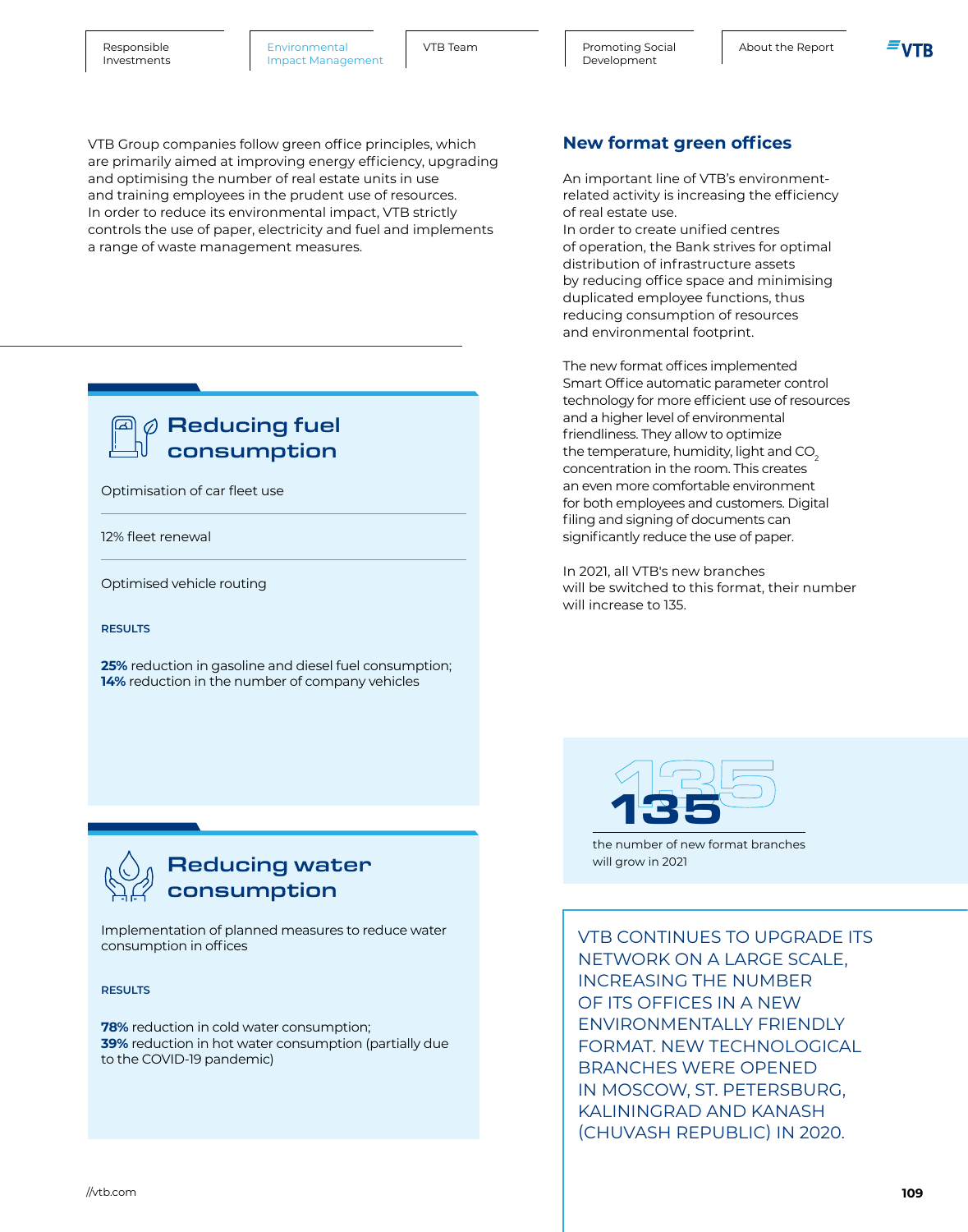VTB Group companies follow green office principles, which are primarily aimed at improving energy efficiency, upgrading and optimising the number of real estate units in use and training employees in the prudent use of resources. In order to reduce its environmental impact, VTB strictly controls the use of paper, electricity and fuel and implements a range of waste management measures.

## Reducing fuel consumption

Optimisation of car fleet use

12% fleet renewal

Optimised vehicle routing

**RESULTS**

**25%** reduction in gasoline and diesel fuel consumption;
**14%** reduction in the number of company vehicles

## Reducing water consumption

Implementation of planned measures to reduce water consumption in offices

**RESULTS**

**78%** reduction in cold water consumption;
**39%** reduction in hot water consumption (partially due to the COVID-19 pandemic)

## New format green offices

An important line of VTB's environment-related activity is increasing the efficiency of real estate use.
In order to create unified centres of operation, the Bank strives for optimal distribution of infrastructure assets by reducing office space and minimising duplicated employee functions, thus reducing consumption of resources and environmental footprint.

The new format offices implemented Smart Office automatic parameter control technology for more efficient use of resources and a higher level of environmental friendliness. They allow to optimize the temperature, humidity, light and $CO_2$ concentration in the room. This creates an even more comfortable environment for both employees and customers. Digital filing and signing of documents can significantly reduce the use of paper.

In 2021, all VTB's new branches will be switched to this format, their number will increase to 135.

**135**

the number of new format branches will grow in 2021

VTB CONTINUES TO UPGRADE ITS NETWORK ON A LARGE SCALE, INCREASING THE NUMBER OF ITS OFFICES IN A NEW ENVIRONMENTALLY FRIENDLY FORMAT. NEW TECHNOLOGICAL BRANCHES WERE OPENED IN MOSCOW, ST. PETERSBURG, KALININGRAD AND KANASH (CHUVASH REPUBLIC) IN 2020.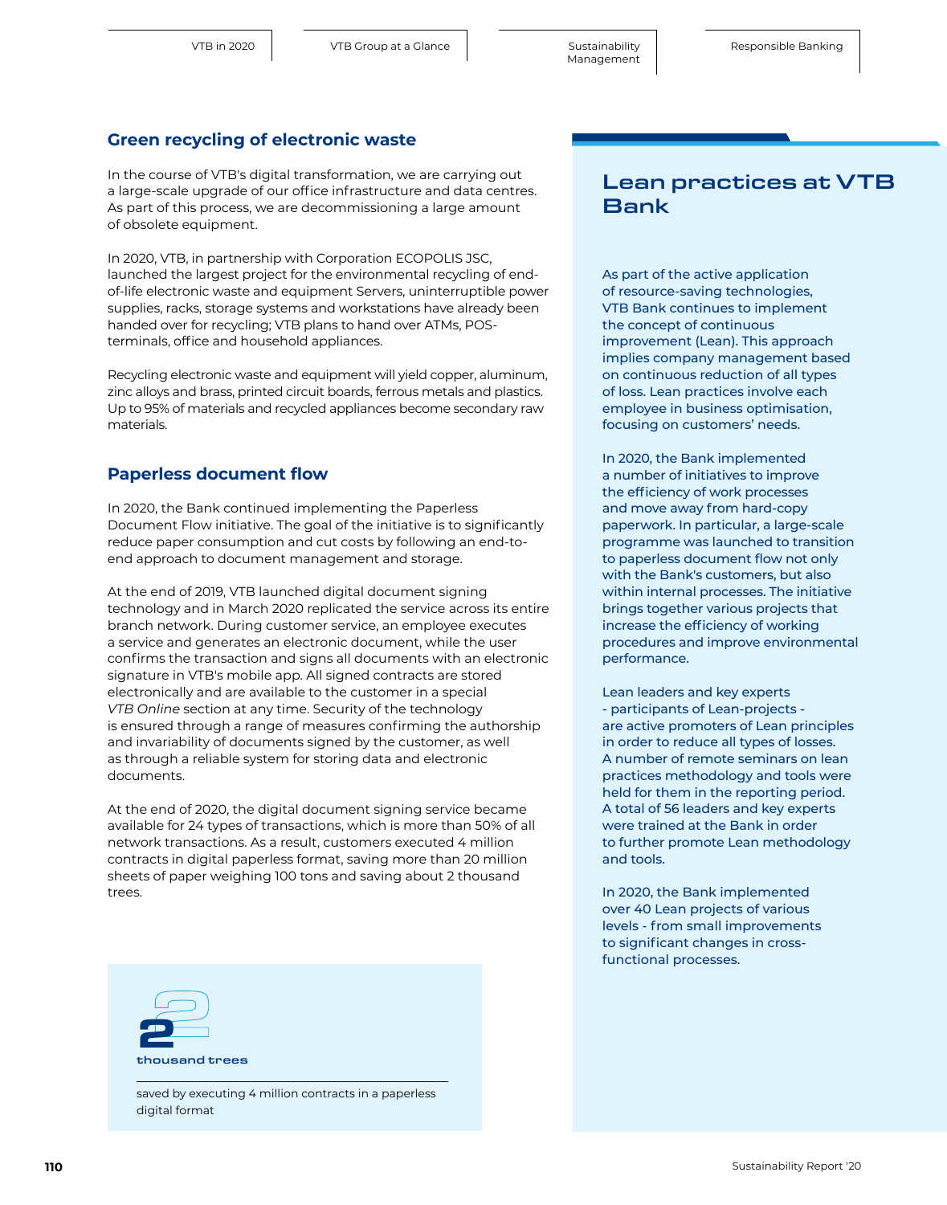## Green recycling of electronic waste

In the course of VTB's digital transformation, we are carrying out a large-scale upgrade of our office infrastructure and data centres. As part of this process, we are decommissioning a large amount of obsolete equipment.

In 2020, VTB, in partnership with Corporation ECOPOLIS JSC, launched the largest project for the environmental recycling of end-of-life electronic waste and equipment Servers, uninterruptible power supplies, racks, storage systems and workstations have already been handed over for recycling; VTB plans to hand over ATMs, POS-terminals, office and household appliances.

Recycling electronic waste and equipment will yield copper, aluminum, zinc alloys and brass, printed circuit boards, ferrous metals and plastics. Up to 95% of materials and recycled appliances become secondary raw materials.

## Paperless document flow

In 2020, the Bank continued implementing the Paperless Document Flow initiative. The goal of the initiative is to significantly reduce paper consumption and cut costs by following an end-to-end approach to document management and storage.

At the end of 2019, VTB launched digital document signing technology and in March 2020 replicated the service across its entire branch network. During customer service, an employee executes a service and generates an electronic document, while the user confirms the transaction and signs all documents with an electronic signature in VTB's mobile app. All signed contracts are stored electronically and are available to the customer in a special *VTB Online* section at any time. Security of the technology is ensured through a range of measures confirming the authorship and invariability of documents signed by the customer, as well as through a reliable system for storing data and electronic documents.

At the end of 2020, the digital document signing service became available for 24 types of transactions, which is more than 50% of all network transactions. As a result, customers executed 4 million contracts in digital paperless format, saving more than 20 million sheets of paper weighing 100 tons and saving about 2 thousand trees.

**2**

**thousand trees**

saved by executing 4 million contracts in a paperless digital format

## Lean practices at VTB Bank

As part of the active application of resource-saving technologies, VTB Bank continues to implement the concept of continuous improvement (Lean). This approach implies company management based on continuous reduction of all types of loss. Lean practices involve each employee in business optimisation, focusing on customers' needs.

In 2020, the Bank implemented a number of initiatives to improve the efficiency of work processes and move away from hard-copy paperwork. In particular, a large-scale programme was launched to transition to paperless document flow not only with the Bank's customers, but also within internal processes. The initiative brings together various projects that increase the efficiency of working procedures and improve environmental performance.

Lean leaders and key experts - participants of Lean-projects - are active promoters of Lean principles in order to reduce all types of losses. A number of remote seminars on lean practices methodology and tools were held for them in the reporting period. A total of 56 leaders and key experts were trained at the Bank in order to further promote Lean methodology and tools.

In 2020, the Bank implemented over 40 Lean projects of various levels - from small improvements to significant changes in cross-functional processes.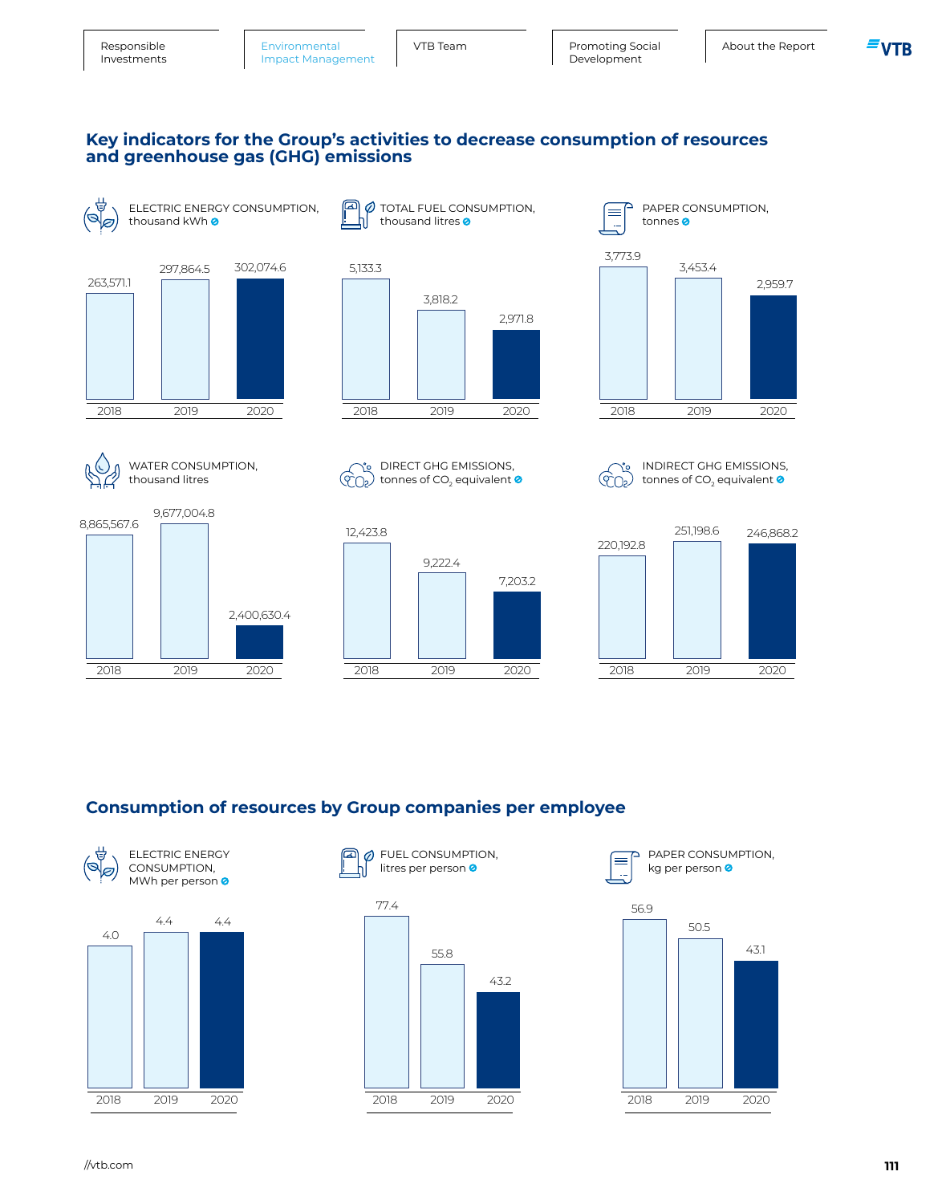## Key indicators for the Group's activities to decrease consumption of resources and greenhouse gas (GHG) emissions

ELECTRIC ENERGY CONSUMPTION, thousand kWh

263,571.1
297,864.5
302,074.6
2018
2019
2020

TOTAL FUEL CONSUMPTION, thousand litres

5,133.3
3,818.2
2,971.8
2018
2019
2020

PAPER CONSUMPTION, tonnes

3,773.9
3,453.4
2,959.7
2018
2019
2020

WATER CONSUMPTION, thousand litres

8,865,567.6
9,677,004.8
2,400,630.4
2018
2019
2020

DIRECT GHG EMISSIONS, tonnes of $CO_2$ equivalent

12,423.8
9,222.4
7,203.2
2018
2019
2020

INDIRECT GHG EMISSIONS, tonnes of $CO_2$ equivalent

220,192.8
251,198.6
246,868.2
2018
2019
2020

## Consumption of resources by Group companies per employee

ELECTRIC ENERGY CONSUMPTION, MWh per person

4.0
4.4
4.4
2018
2019
2020

FUEL CONSUMPTION, litres per person

77.4
55.8
43.2
2018
2019
2020

PAPER CONSUMPTION, kg per person

56.9
50.5
43.1
2018
2019
2020